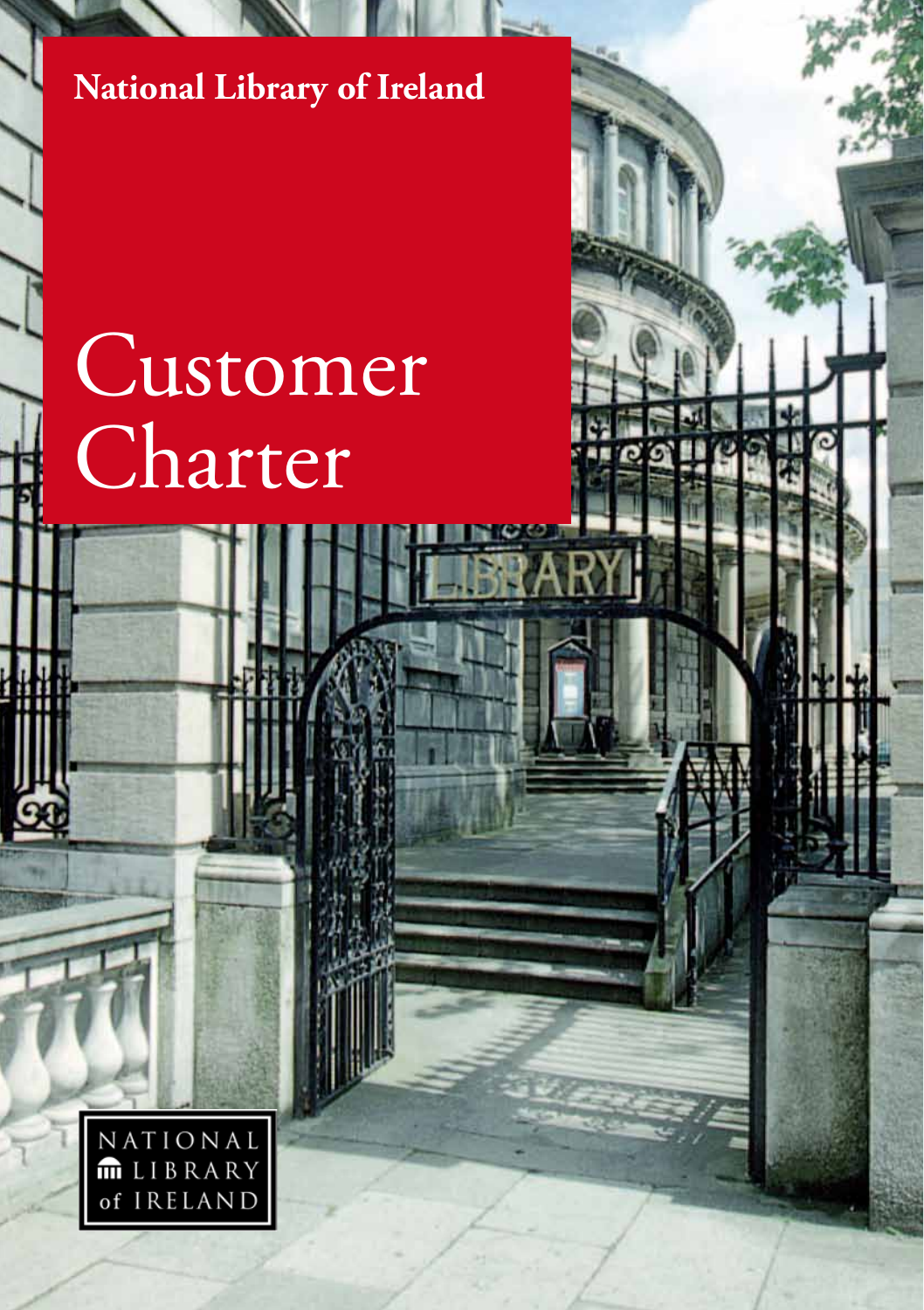**National Library of Ireland**

# Customer Charter

NATIONAL LIBRARY of IRELAND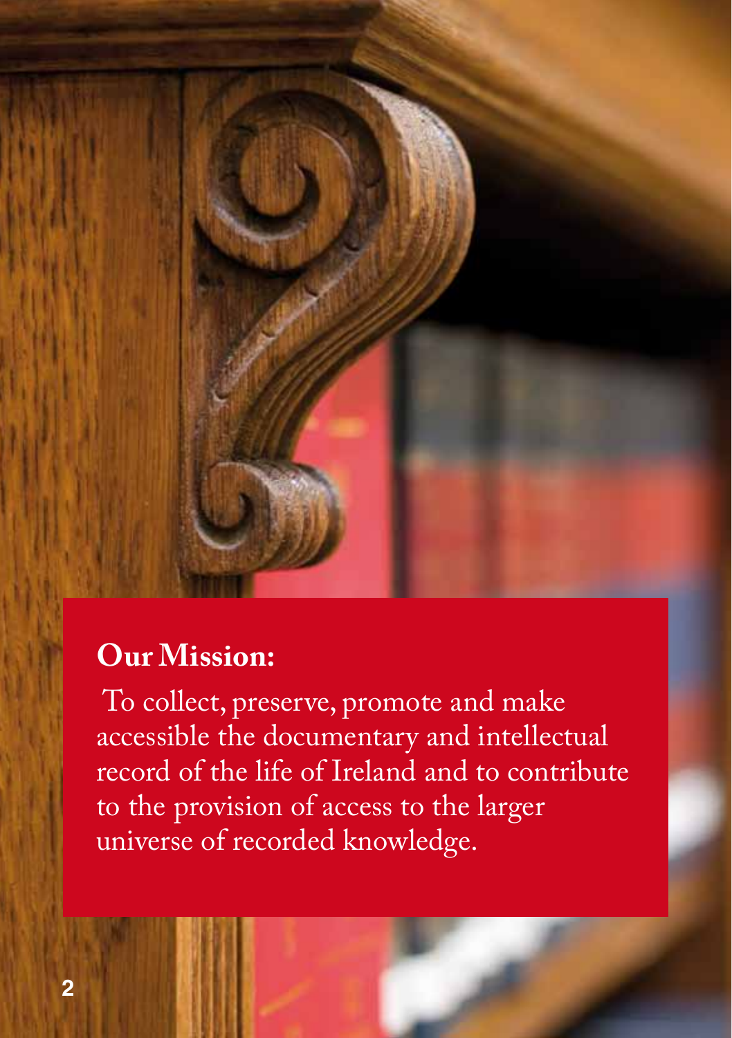## Our Mission:

To collect, preserve, promote and make accessible the documentary and intellectual record of the life of Ireland and to contribute to the provision of access to the larger universe of recorded knowledge.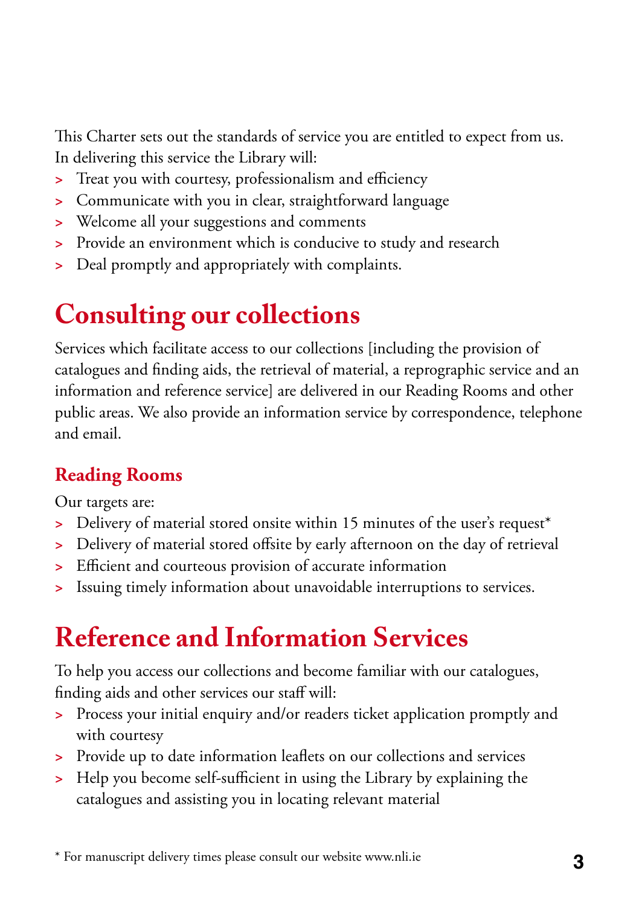This Charter sets out the standards of service you are entitled to expect from us. In delivering this service the Library will:

- Treat you with courtesy, professionalism and efficiency
- Communicate with you in clear, straightforward language
- Welcome all your suggestions and comments
- Provide an environment which is conducive to study and research
- Deal promptly and appropriately with complaints.

# Consulting our collections

Services which facilitate access to our collections [including the provision of catalogues and finding aids, the retrieval of material, a reprographic service and an information and reference service] are delivered in our Reading Rooms and other public areas. We also provide an information service by correspondence, telephone and email.

## Reading Rooms

Our targets are:

- Delivery of material stored onsite within 15 minutes of the user's request*
- Delivery of material stored offsite by early afternoon on the day of retrieval
- Efficient and courteous provision of accurate information
- Issuing timely information about unavoidable interruptions to services.

# Reference and Information Services

To help you access our collections and become familiar with our catalogues, finding aids and other services our staff will:

- Process your initial enquiry and/or readers ticket application promptly and with courtesy
- Provide up to date information leaflets on our collections and services
- Help you become self-sufficient in using the Library by explaining the catalogues and assisting you in locating relevant material

* For manuscript delivery times please consult our website www.nli.ie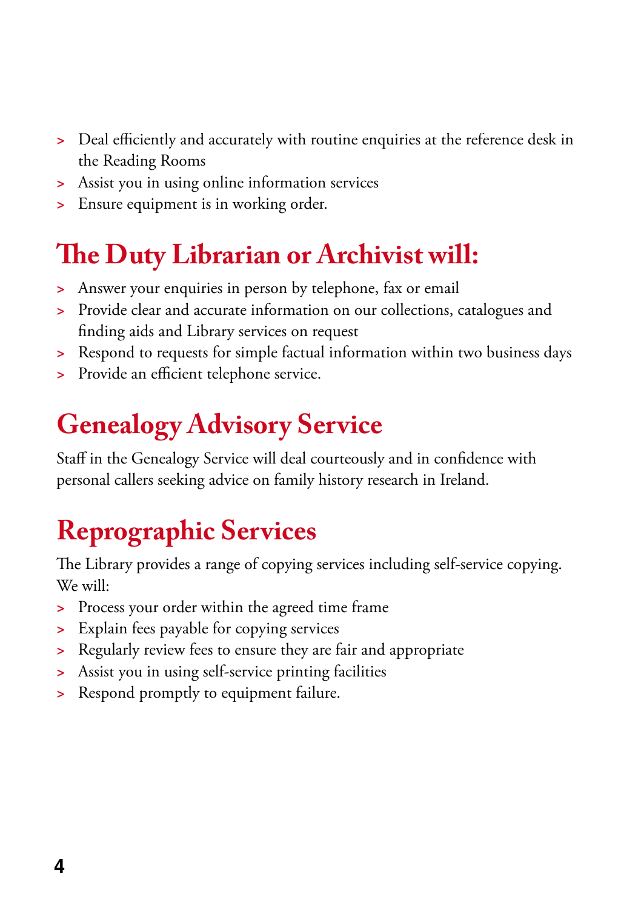- Deal efficiently and accurately with routine enquiries at the reference desk in the Reading Rooms
- Assist you in using online information services
- Ensure equipment is in working order.

## The Duty Librarian or Archivist will:

- Answer your enquiries in person by telephone, fax or email
- Provide clear and accurate information on our collections, catalogues and finding aids and Library services on request
- Respond to requests for simple factual information within two business days
- Provide an efficient telephone service.

## Genealogy Advisory Service

Staff in the Genealogy Service will deal courteously and in confidence with personal callers seeking advice on family history research in Ireland.

## Reprographic Services

The Library provides a range of copying services including self-service copying. We will:

- Process your order within the agreed time frame
- Explain fees payable for copying services
- Regularly review fees to ensure they are fair and appropriate
- Assist you in using self-service printing facilities
- Respond promptly to equipment failure.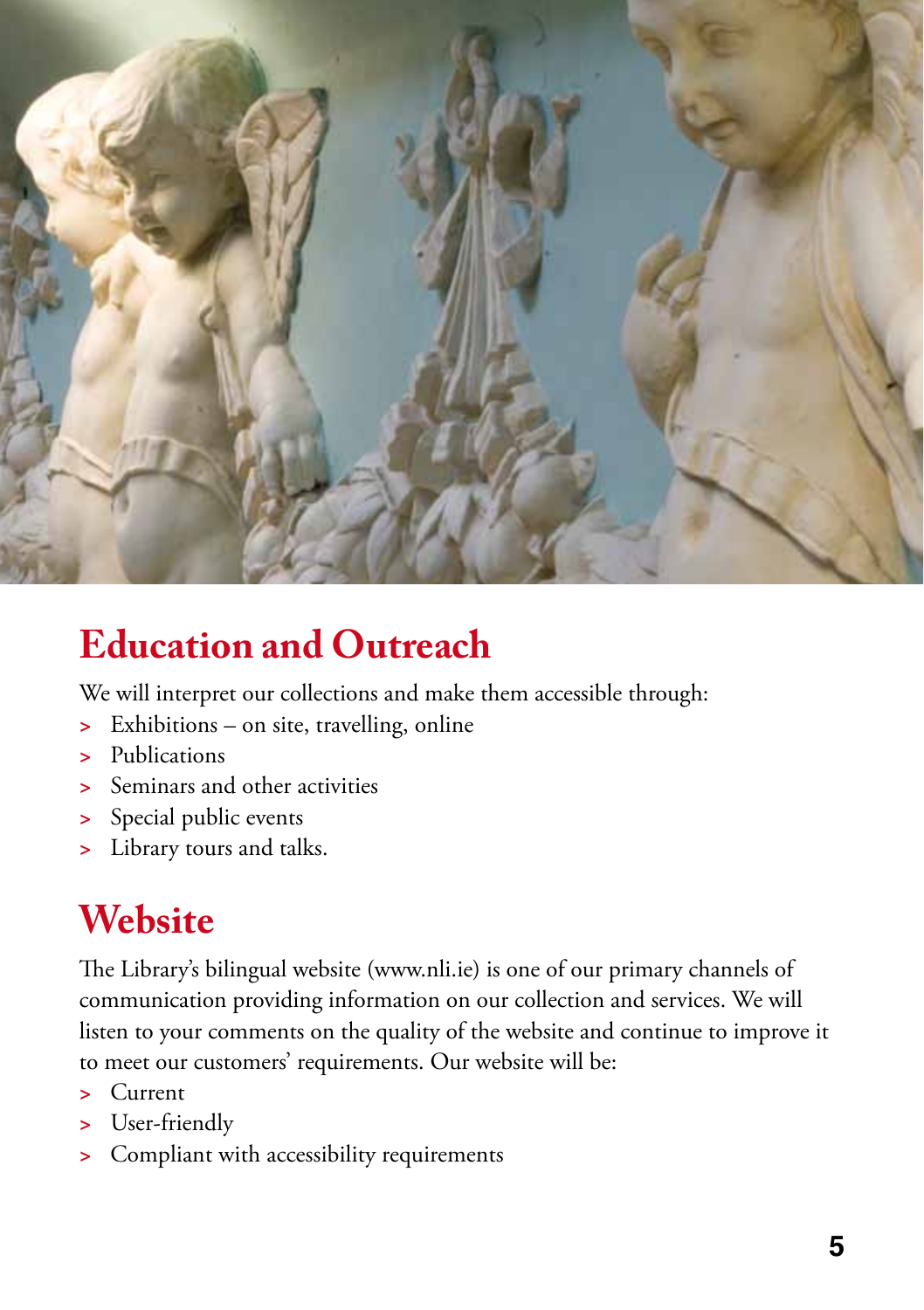## Education and Outreach

We will interpret our collections and make them accessible through:

- Exhibitions – on site, travelling, online
- Publications
- Seminars and other activities
- Special public events
- Library tours and talks.

## Website

The Library's bilingual website (www.nli.ie) is one of our primary channels of communication providing information on our collection and services. We will listen to your comments on the quality of the website and continue to improve it to meet our customers' requirements. Our website will be:

- Current
- User-friendly
- Compliant with accessibility requirements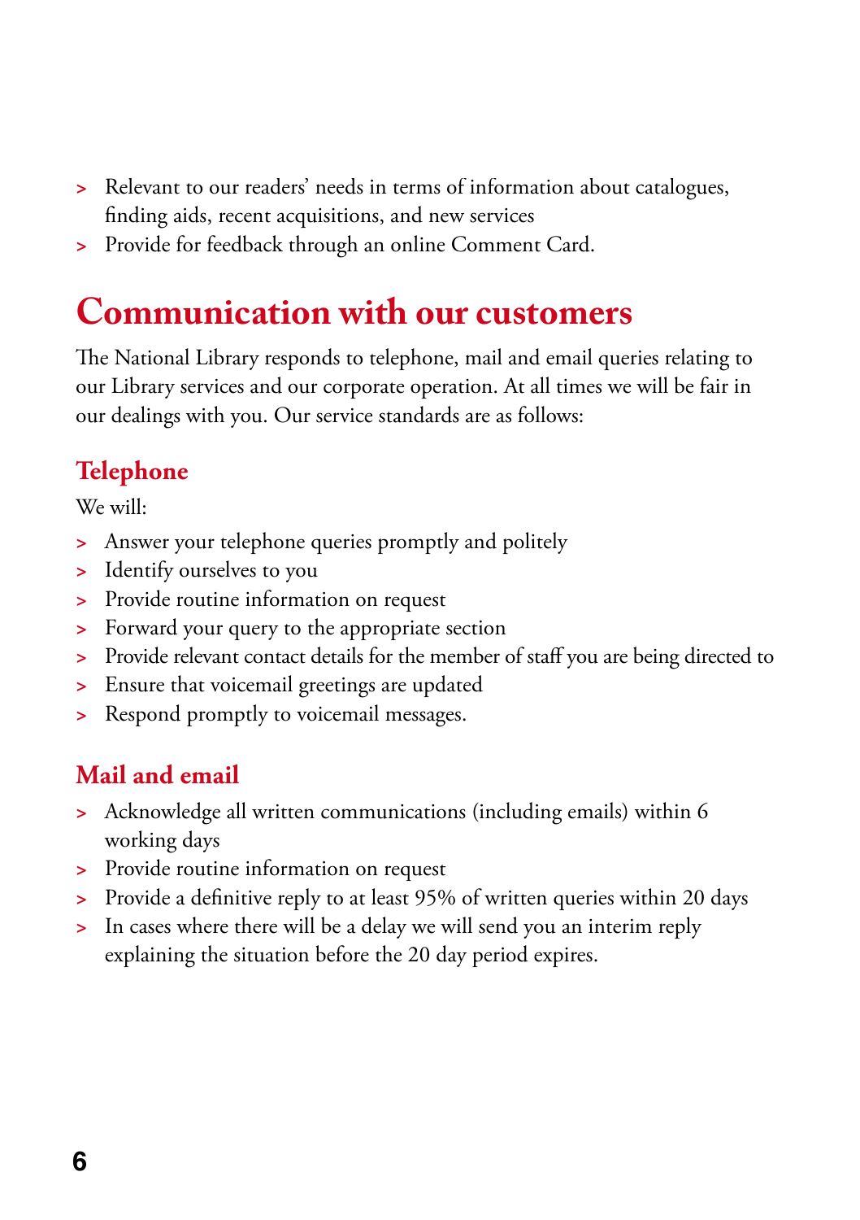- Relevant to our readers' needs in terms of information about catalogues, finding aids, recent acquisitions, and new services
- Provide for feedback through an online Comment Card.

# Communication with our customers

The National Library responds to telephone, mail and email queries relating to our Library services and our corporate operation. At all times we will be fair in our dealings with you. Our service standards are as follows:

## Telephone

We will:

- Answer your telephone queries promptly and politely
- Identify ourselves to you
- Provide routine information on request
- Forward your query to the appropriate section
- Provide relevant contact details for the member of staff you are being directed to
- Ensure that voicemail greetings are updated
- Respond promptly to voicemail messages.

## Mail and email

- Acknowledge all written communications (including emails) within 6 working days
- Provide routine information on request
- Provide a definitive reply to at least 95% of written queries within 20 days
- In cases where there will be a delay we will send you an interim reply explaining the situation before the 20 day period expires.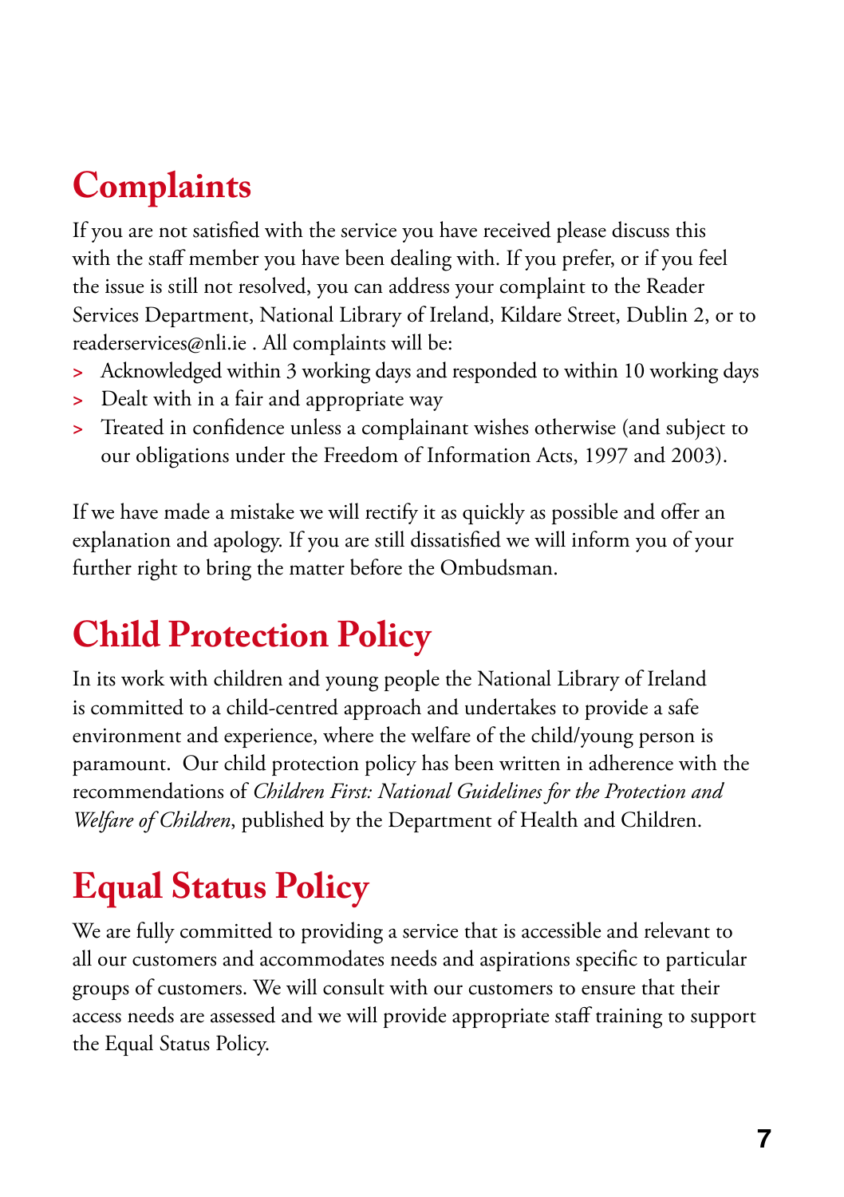# Complaints

If you are not satisfied with the service you have received please discuss this with the staff member you have been dealing with. If you prefer, or if you feel the issue is still not resolved, you can address your complaint to the Reader Services Department, National Library of Ireland, Kildare Street, Dublin 2, or to readerservices@nli.ie . All complaints will be:

- Acknowledged within 3 working days and responded to within 10 working days
- Dealt with in a fair and appropriate way
- Treated in confidence unless a complainant wishes otherwise (and subject to our obligations under the Freedom of Information Acts, 1997 and 2003).

If we have made a mistake we will rectify it as quickly as possible and offer an explanation and apology. If you are still dissatisfied we will inform you of your further right to bring the matter before the Ombudsman.

# Child Protection Policy

In its work with children and young people the National Library of Ireland is committed to a child-centred approach and undertakes to provide a safe environment and experience, where the welfare of the child/young person is paramount. Our child protection policy has been written in adherence with the recommendations of *Children First: National Guidelines for the Protection and Welfare of Children*, published by the Department of Health and Children.

# Equal Status Policy

We are fully committed to providing a service that is accessible and relevant to all our customers and accommodates needs and aspirations specific to particular groups of customers. We will consult with our customers to ensure that their access needs are assessed and we will provide appropriate staff training to support the Equal Status Policy.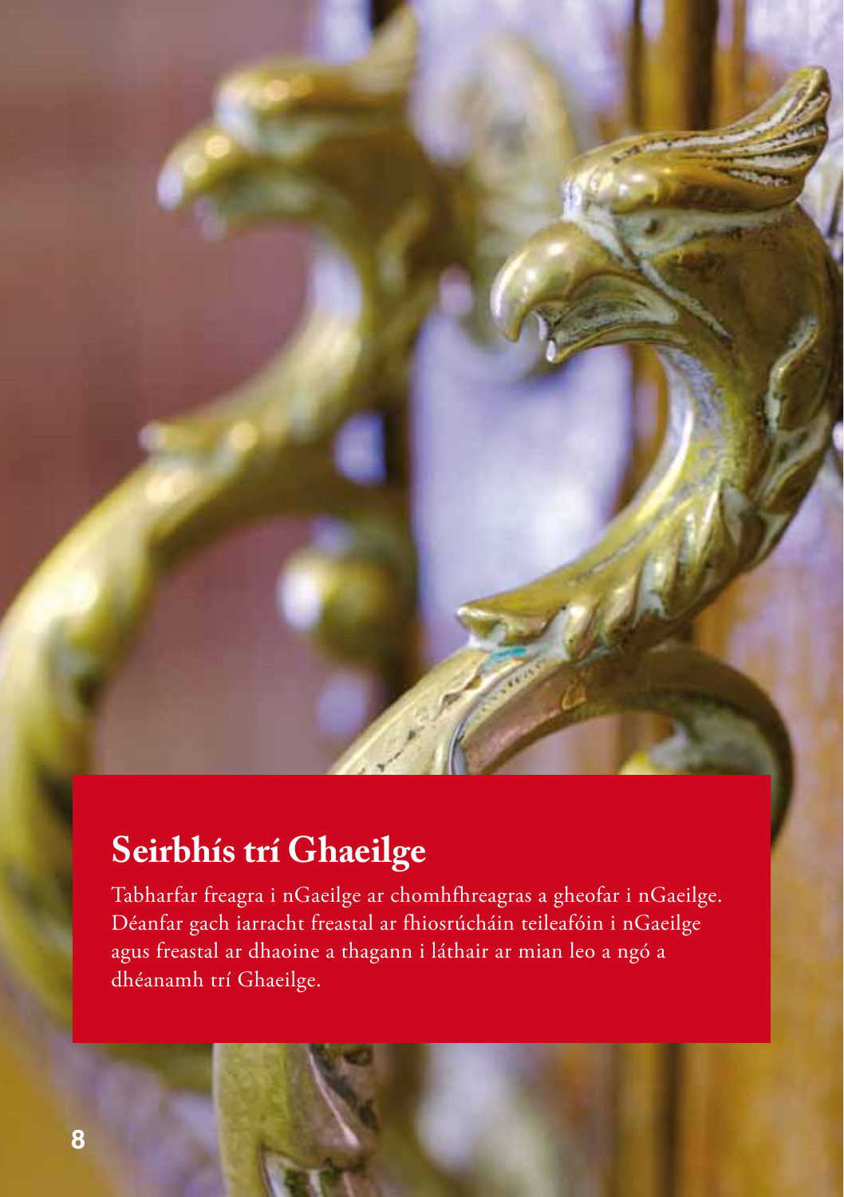## Seirbhís trí Ghaeilge

Tabharfar freagra i nGaeilge ar chomhfhreagras a gheofar i nGaeilge. Déanfar gach iarracht freastal ar fhiosrúcháin teileafóin i nGaeilge agus freastal ar dhaoine a thagann i láthair ar mian leo a ngó a dhéanamh trí Ghaeilge.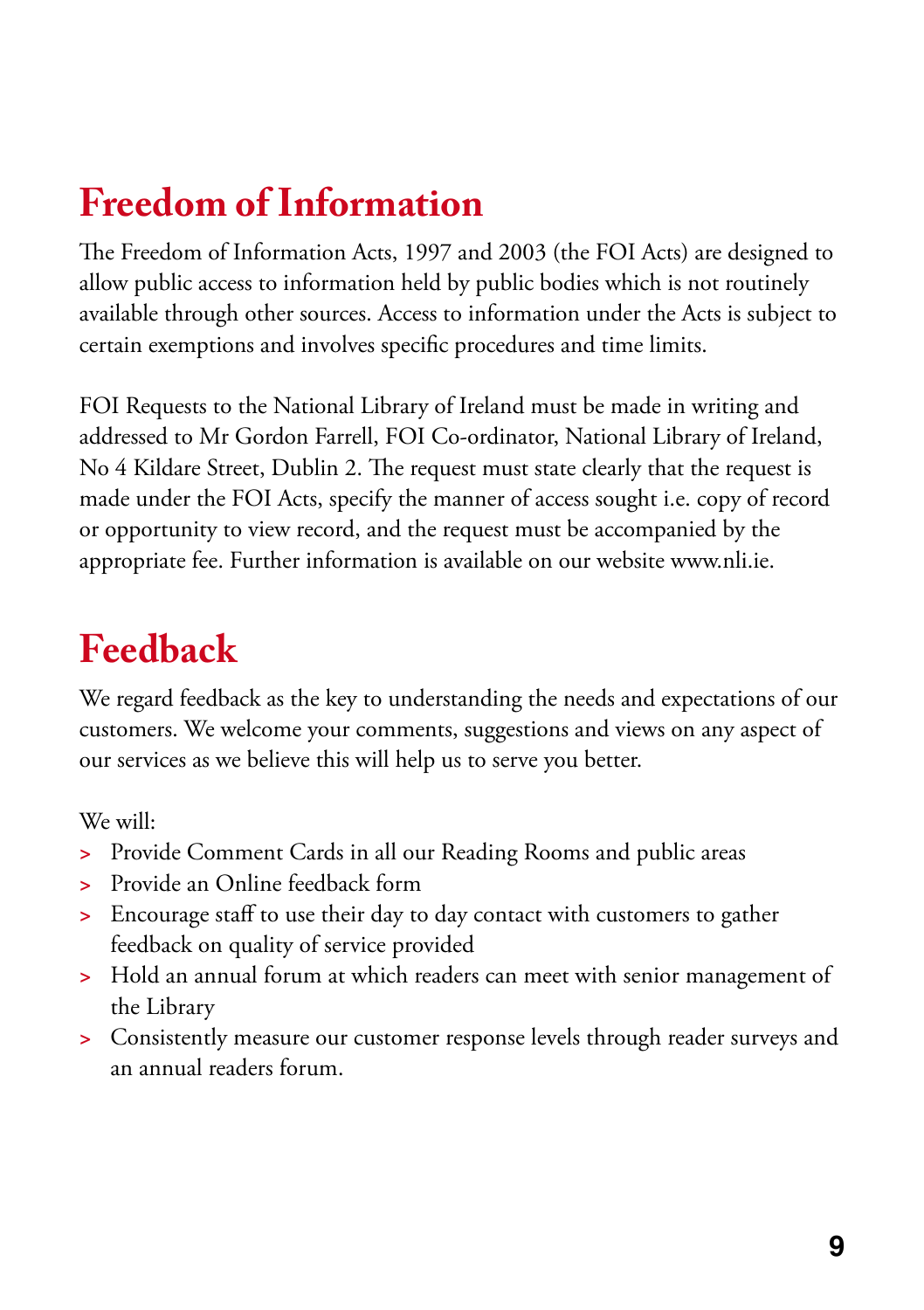# Freedom of Information

The Freedom of Information Acts, 1997 and 2003 (the FOI Acts) are designed to allow public access to information held by public bodies which is not routinely available through other sources. Access to information under the Acts is subject to certain exemptions and involves specific procedures and time limits.

FOI Requests to the National Library of Ireland must be made in writing and addressed to Mr Gordon Farrell, FOI Co-ordinator, National Library of Ireland, No 4 Kildare Street, Dublin 2. The request must state clearly that the request is made under the FOI Acts, specify the manner of access sought i.e. copy of record or opportunity to view record, and the request must be accompanied by the appropriate fee. Further information is available on our website www.nli.ie.

# Feedback

We regard feedback as the key to understanding the needs and expectations of our customers. We welcome your comments, suggestions and views on any aspect of our services as we believe this will help us to serve you better.

We will:

- Provide Comment Cards in all our Reading Rooms and public areas
- Provide an Online feedback form
- Encourage staff to use their day to day contact with customers to gather feedback on quality of service provided
- Hold an annual forum at which readers can meet with senior management of the Library
- Consistently measure our customer response levels through reader surveys and an annual readers forum.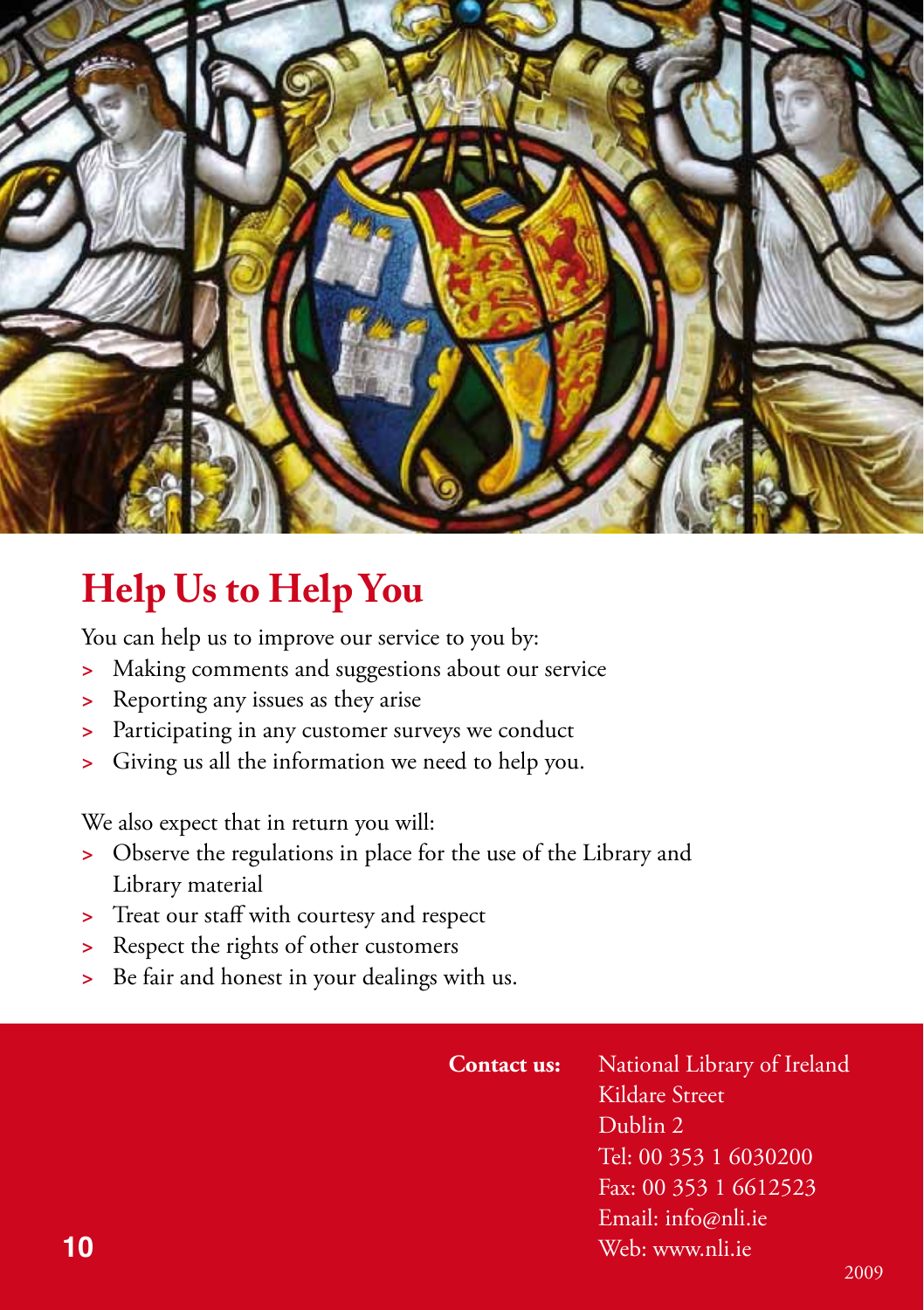## Help Us to Help You

You can help us to improve our service to you by:

- Making comments and suggestions about our service
- Reporting any issues as they arise
- Participating in any customer surveys we conduct
- Giving us all the information we need to help you.

We also expect that in return you will:

- Observe the regulations in place for the use of the Library and Library material
- Treat our staff with courtesy and respect
- Respect the rights of other customers
- Be fair and honest in your dealings with us.

**Contact us:** National Library of Ireland
Kildare Street
Dublin 2
Tel: 00 353 1 6030200
Fax: 00 353 1 6612523
Email: info@nli.ie
Web: www.nli.ie

2009